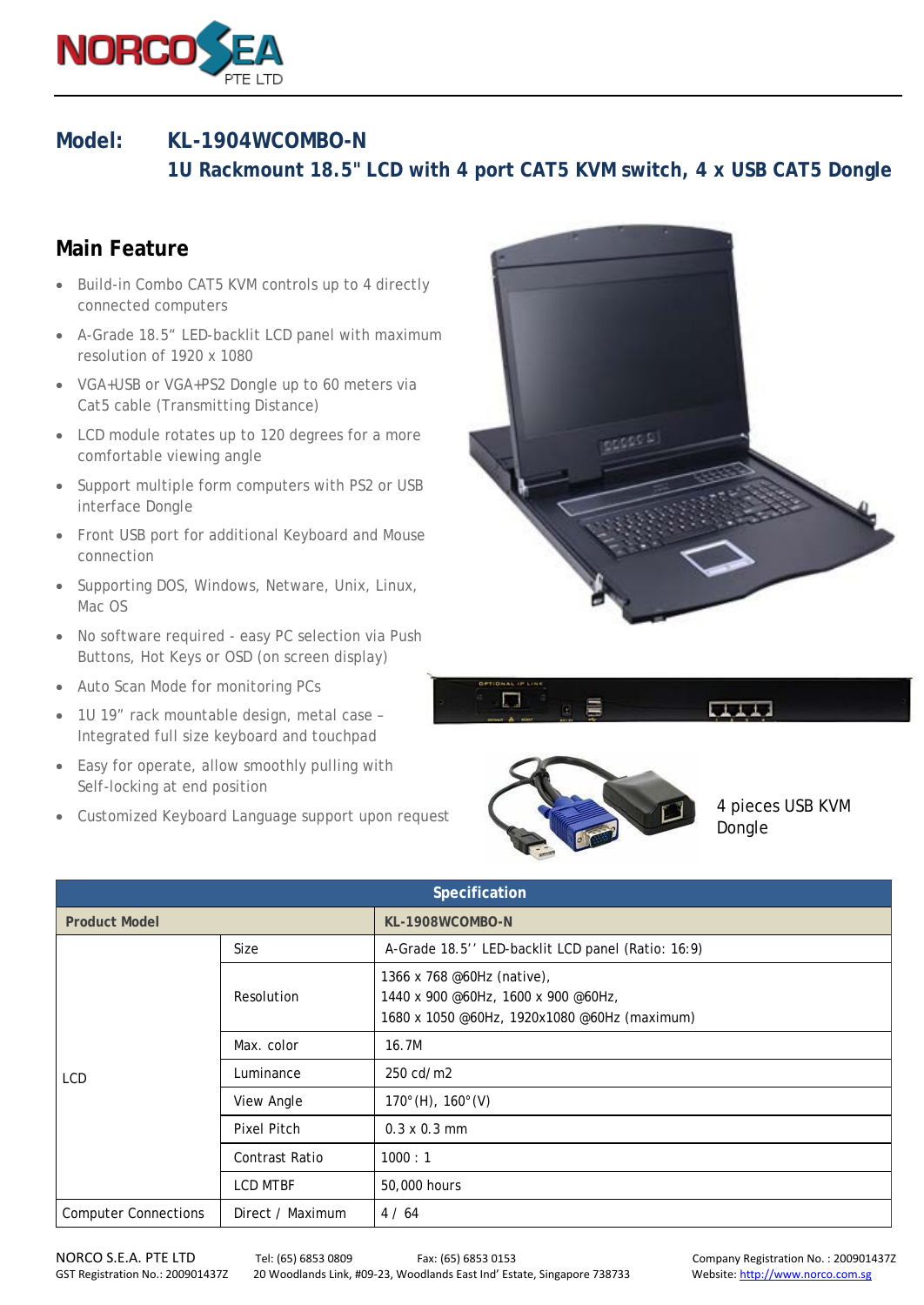# Model: KL-1904WCOMBO-N

## 1U Rackmount 18.5" LCD with 4 port CAT5 KVM switch, 4 x USB CAT5 Dongle

## Main Feature

- Build-in Combo CAT5 KVM controls up to 4 directly connected computers
- A-Grade 18.5" LED-backlit LCD panel with maximum resolution of 1920 x 1080
- VGA+USB or VGA+PS2 Dongle up to 60 meters via Cat5 cable (Transmitting Distance)
- LCD module rotates up to 120 degrees for a more comfortable viewing angle
- Support multiple form computers with PS2 or USB interface Dongle
- Front USB port for additional Keyboard and Mouse connection
- Supporting DOS, Windows, Netware, Unix, Linux, Mac OS
- No software required - easy PC selection via Push Buttons, Hot Keys or OSD (on screen display)
- Auto Scan Mode for monitoring PCs
- 1U 19" rack mountable design, metal case – Integrated full size keyboard and touchpad
- Easy for operate, allow smoothly pulling with Self-locking at end position
- Customized Keyboard Language support upon request

4 pieces USB KVM Dongle

| Specification | | |
|---|---|---|
| **Product Model** | | **KL-1908WCOMBO-N** |
| LCD | Size | A-Grade 18.5'' LED-backlit LCD panel (Ratio: 16:9) |
| | Resolution | 1366 x 768 @60Hz (native),<br>1440 x 900 @60Hz, 1600 x 900 @60Hz,<br>1680 x 1050 @60Hz, 1920x1080 @60Hz (maximum) |
| | Max. color | 16.7M |
| | Luminance | 250 cd/m2 |
| | View Angle | 170°(H), 160°(V) |
| | Pixel Pitch | 0.3 x 0.3 mm |
| | Contrast Ratio | 1000 : 1 |
| | LCD MTBF | 50,000 hours |
| Computer Connections | Direct / Maximum | 4 / 64 |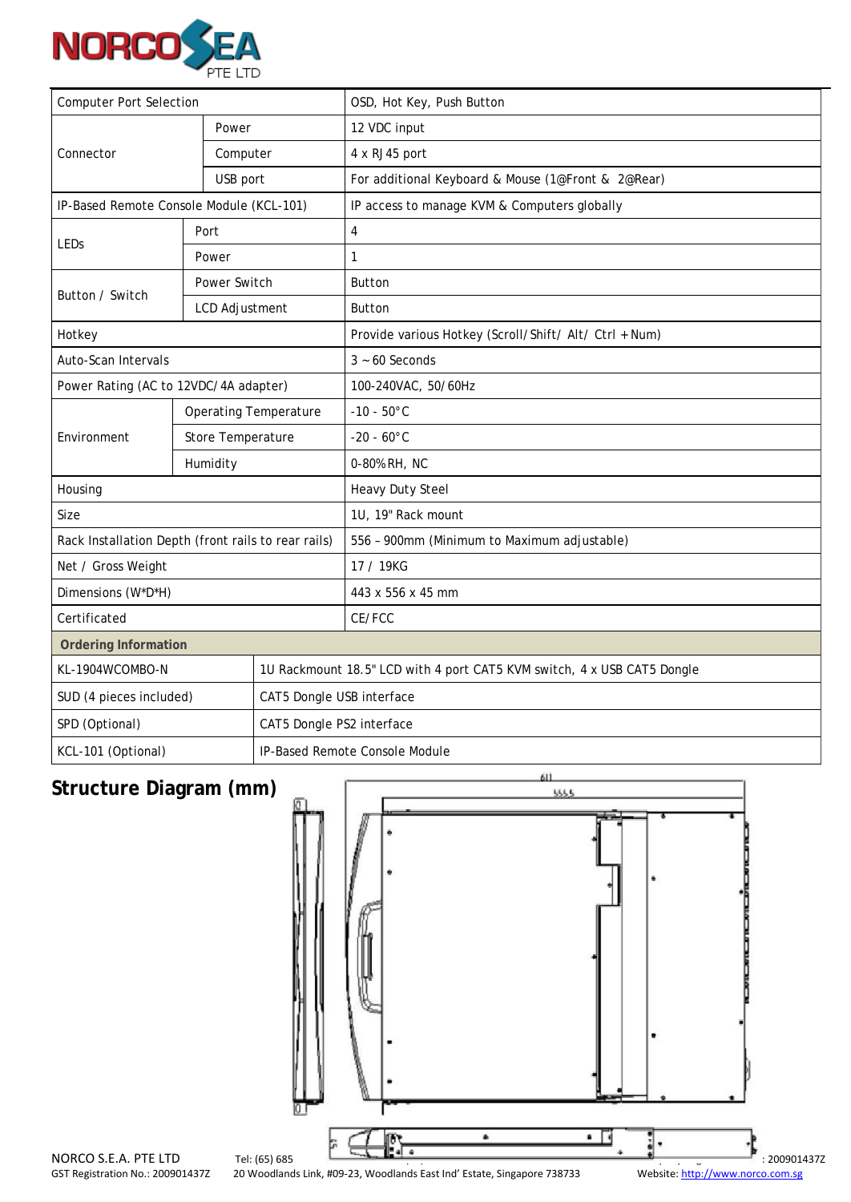| | | |
|---|---|---|
| Computer Port Selection | | OSD, Hot Key, Push Button |
| Connector | Power | 12 VDC input |
| | Computer | 4 x RJ45 port |
| | USB port | For additional Keyboard & Mouse (1@Front & 2@Rear) |
| IP-Based Remote Console Module (KCL-101) | | IP access to manage KVM & Computers globally |
| LEDs | Port | 4 |
| | Power | 1 |
| Button / Switch | Power Switch | Button |
| | LCD Adjustment | Button |
| Hotkey | | Provide various Hotkey (Scroll/Shift/ Alt/ Ctrl + Num) |
| Auto-Scan Intervals | | 3 ~ 60 Seconds |
| Power Rating (AC to 12VDC/4A adapter) | | 100-240VAC, 50/60Hz |
| Environment | Operating Temperature | -10 - 50°C |
| | Store Temperature | -20 - 60°C |
| | Humidity | 0-80%RH, NC |
| Housing | | Heavy Duty Steel |
| Size | | 1U, 19" Rack mount |
| Rack Installation Depth (front rails to rear rails) | | 556 – 900mm (Minimum to Maximum adjustable) |
| Net / Gross Weight | | 17 / 19KG |
| Dimensions (W*D*H) | | 443 x 556 x 45 mm |
| Certificated | | CE/FCC |

| Ordering Information | |
|---|---|
| KL-1904WCOMBO-N | 1U Rackmount 18.5" LCD with 4 port CAT5 KVM switch, 4 x USB CAT5 Dongle |
| SUD (4 pieces included) | CAT5 Dongle USB interface |
| SPD (Optional) | CAT5 Dongle PS2 interface |
| KCL-101 (Optional) | IP-Based Remote Console Module |

## Structure Diagram (mm)

611

555.5

NORCO S.E.A. PTE LTD
GST Registration No.: 200901437Z

Tel: (65) 685
20 Woodlands Link, #09-23, Woodlands East Ind' Estate, Singapore 738733

: 200901437Z
Website: http://www.norco.com.sg